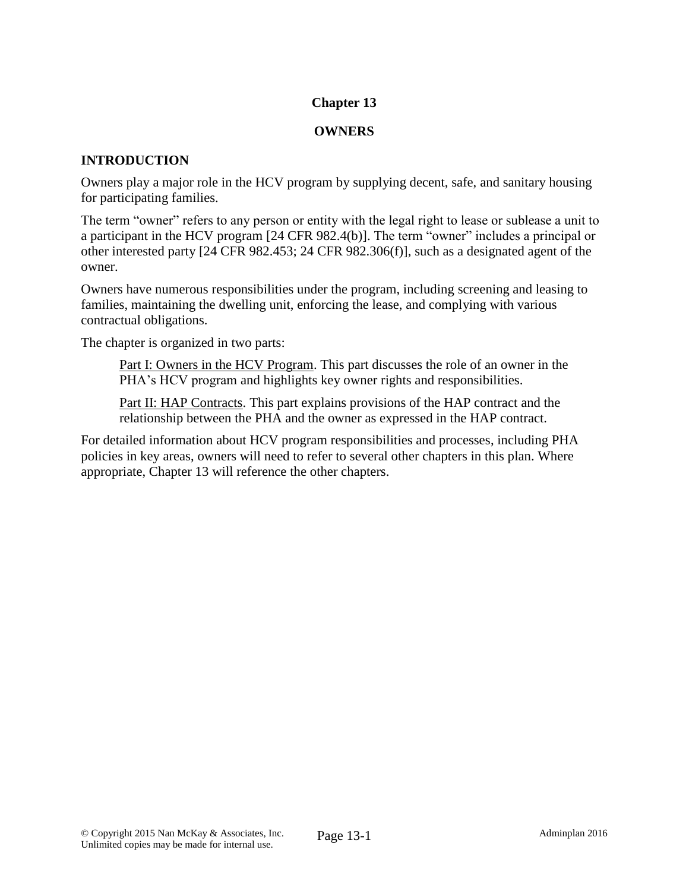# Chapter 13

# OWNERS

## INTRODUCTION

Owners play a major role in the HCV program by supplying decent, safe, and sanitary housing for participating families.

The term "owner" refers to any person or entity with the legal right to lease or sublease a unit to a participant in the HCV program [24 CFR 982.4(b)]. The term "owner" includes a principal or other interested party [24 CFR 982.453; 24 CFR 982.306(f)], such as a designated agent of the owner.

Owners have numerous responsibilities under the program, including screening and leasing to families, maintaining the dwelling unit, enforcing the lease, and complying with various contractual obligations.

The chapter is organized in two parts:

> Part I: Owners in the HCV Program. This part discusses the role of an owner in the PHA's HCV program and highlights key owner rights and responsibilities.
>
> Part II: HAP Contracts. This part explains provisions of the HAP contract and the relationship between the PHA and the owner as expressed in the HAP contract.

For detailed information about HCV program responsibilities and processes, including PHA policies in key areas, owners will need to refer to several other chapters in this plan. Where appropriate, Chapter 13 will reference the other chapters.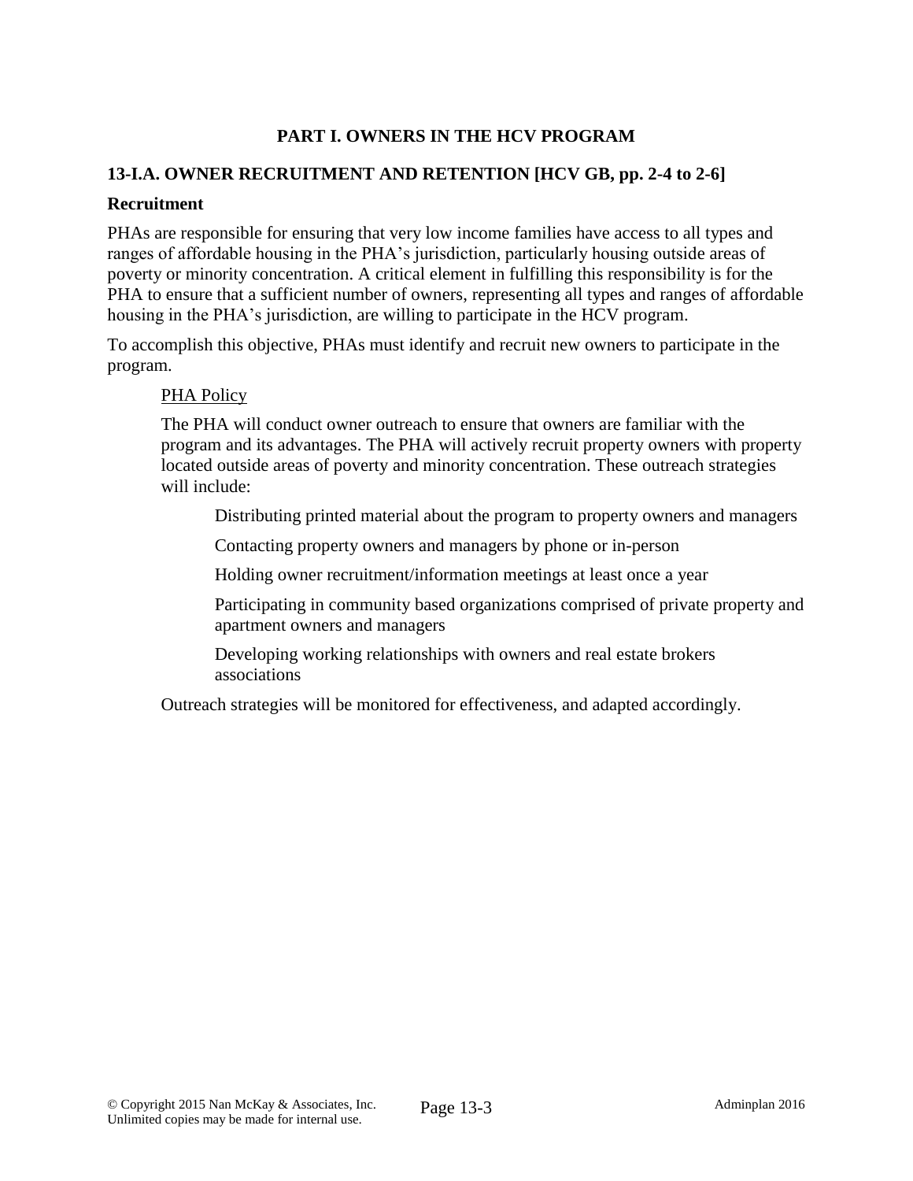## PART I. OWNERS IN THE HCV PROGRAM

### 13-I.A. OWNER RECRUITMENT AND RETENTION [HCV GB, pp. 2-4 to 2-6]

**Recruitment**

PHAs are responsible for ensuring that very low income families have access to all types and ranges of affordable housing in the PHA's jurisdiction, particularly housing outside areas of poverty or minority concentration. A critical element in fulfilling this responsibility is for the PHA to ensure that a sufficient number of owners, representing all types and ranges of affordable housing in the PHA's jurisdiction, are willing to participate in the HCV program.

To accomplish this objective, PHAs must identify and recruit new owners to participate in the program.

<u>PHA Policy</u>

The PHA will conduct owner outreach to ensure that owners are familiar with the program and its advantages. The PHA will actively recruit property owners with property located outside areas of poverty and minority concentration. These outreach strategies will include:

- Distributing printed material about the program to property owners and managers
- Contacting property owners and managers by phone or in-person
- Holding owner recruitment/information meetings at least once a year
- Participating in community based organizations comprised of private property and apartment owners and managers
- Developing working relationships with owners and real estate brokers associations

Outreach strategies will be monitored for effectiveness, and adapted accordingly.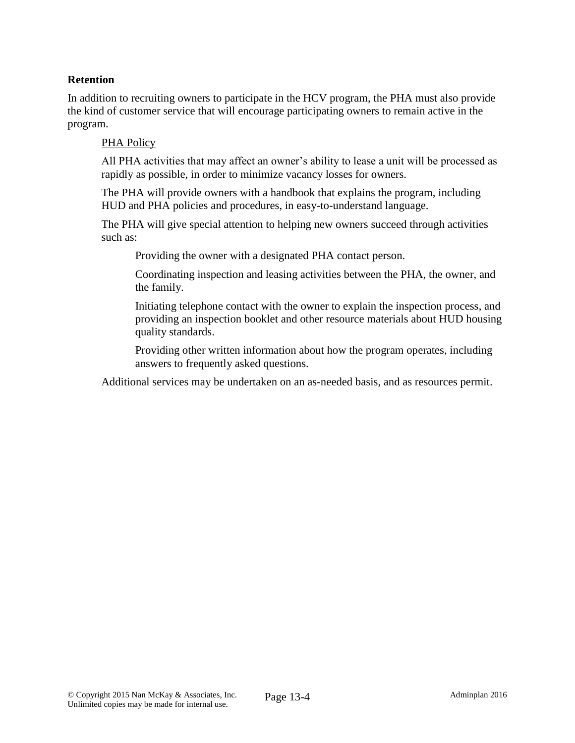**Retention**

In addition to recruiting owners to participate in the HCV program, the PHA must also provide the kind of customer service that will encourage participating owners to remain active in the program.

PHA Policy

All PHA activities that may affect an owner's ability to lease a unit will be processed as rapidly as possible, in order to minimize vacancy losses for owners.

The PHA will provide owners with a handbook that explains the program, including HUD and PHA policies and procedures, in easy-to-understand language.

The PHA will give special attention to helping new owners succeed through activities such as:

Providing the owner with a designated PHA contact person.

Coordinating inspection and leasing activities between the PHA, the owner, and the family.

Initiating telephone contact with the owner to explain the inspection process, and providing an inspection booklet and other resource materials about HUD housing quality standards.

Providing other written information about how the program operates, including answers to frequently asked questions.

Additional services may be undertaken on an as-needed basis, and as resources permit.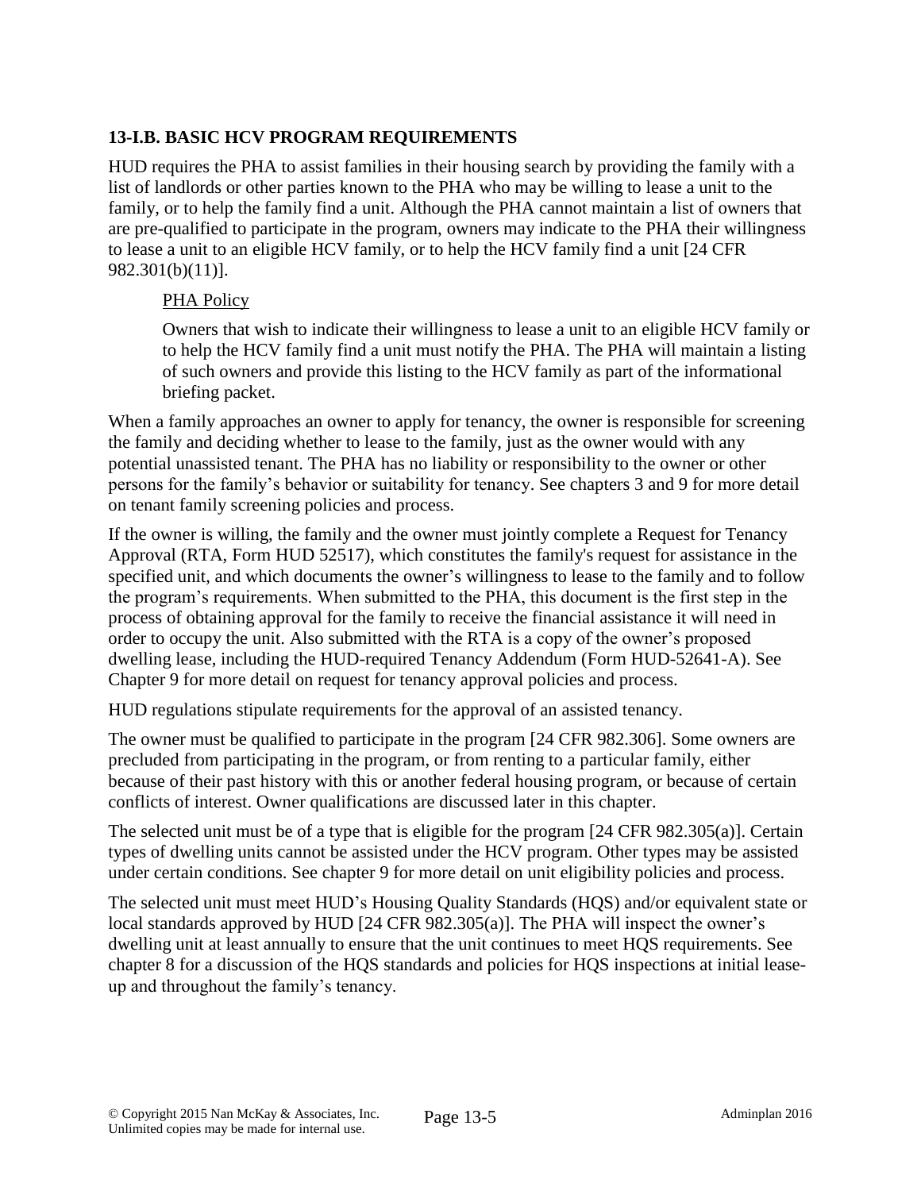### 13-I.B. BASIC HCV PROGRAM REQUIREMENTS

HUD requires the PHA to assist families in their housing search by providing the family with a list of landlords or other parties known to the PHA who may be willing to lease a unit to the family, or to help the family find a unit. Although the PHA cannot maintain a list of owners that are pre-qualified to participate in the program, owners may indicate to the PHA their willingness to lease a unit to an eligible HCV family, or to help the HCV family find a unit [24 CFR 982.301(b)(11)].

> <u>PHA Policy</u>
>
> Owners that wish to indicate their willingness to lease a unit to an eligible HCV family or to help the HCV family find a unit must notify the PHA. The PHA will maintain a listing of such owners and provide this listing to the HCV family as part of the informational briefing packet.

When a family approaches an owner to apply for tenancy, the owner is responsible for screening the family and deciding whether to lease to the family, just as the owner would with any potential unassisted tenant. The PHA has no liability or responsibility to the owner or other persons for the family's behavior or suitability for tenancy. See chapters 3 and 9 for more detail on tenant family screening policies and process.

If the owner is willing, the family and the owner must jointly complete a Request for Tenancy Approval (RTA, Form HUD 52517), which constitutes the family's request for assistance in the specified unit, and which documents the owner's willingness to lease to the family and to follow the program's requirements. When submitted to the PHA, this document is the first step in the process of obtaining approval for the family to receive the financial assistance it will need in order to occupy the unit. Also submitted with the RTA is a copy of the owner's proposed dwelling lease, including the HUD-required Tenancy Addendum (Form HUD-52641-A). See Chapter 9 for more detail on request for tenancy approval policies and process.

HUD regulations stipulate requirements for the approval of an assisted tenancy.

The owner must be qualified to participate in the program [24 CFR 982.306]. Some owners are precluded from participating in the program, or from renting to a particular family, either because of their past history with this or another federal housing program, or because of certain conflicts of interest. Owner qualifications are discussed later in this chapter.

The selected unit must be of a type that is eligible for the program [24 CFR 982.305(a)]. Certain types of dwelling units cannot be assisted under the HCV program. Other types may be assisted under certain conditions. See chapter 9 for more detail on unit eligibility policies and process.

The selected unit must meet HUD's Housing Quality Standards (HQS) and/or equivalent state or local standards approved by HUD [24 CFR 982.305(a)]. The PHA will inspect the owner's dwelling unit at least annually to ensure that the unit continues to meet HQS requirements. See chapter 8 for a discussion of the HQS standards and policies for HQS inspections at initial lease-up and throughout the family's tenancy.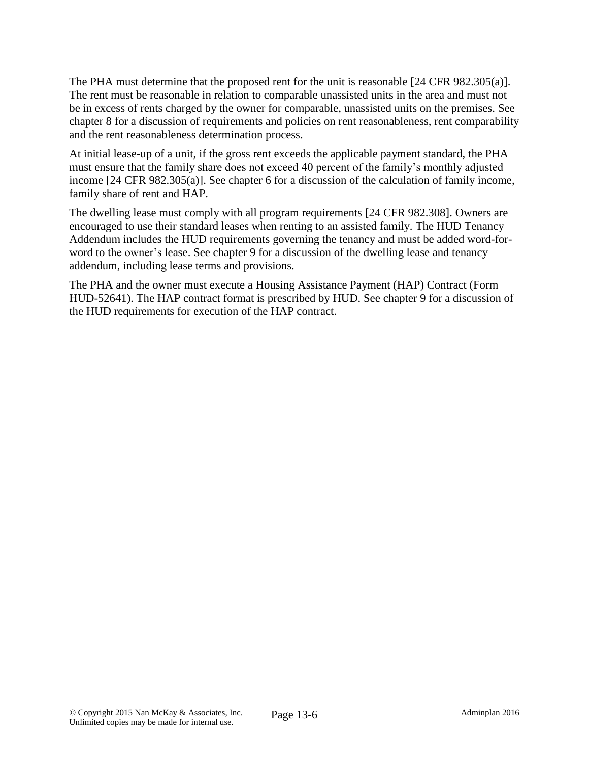The PHA must determine that the proposed rent for the unit is reasonable [24 CFR 982.305(a)]. The rent must be reasonable in relation to comparable unassisted units in the area and must not be in excess of rents charged by the owner for comparable, unassisted units on the premises. See chapter 8 for a discussion of requirements and policies on rent reasonableness, rent comparability and the rent reasonableness determination process.

At initial lease-up of a unit, if the gross rent exceeds the applicable payment standard, the PHA must ensure that the family share does not exceed 40 percent of the family's monthly adjusted income [24 CFR 982.305(a)]. See chapter 6 for a discussion of the calculation of family income, family share of rent and HAP.

The dwelling lease must comply with all program requirements [24 CFR 982.308]. Owners are encouraged to use their standard leases when renting to an assisted family. The HUD Tenancy Addendum includes the HUD requirements governing the tenancy and must be added word-for-word to the owner's lease. See chapter 9 for a discussion of the dwelling lease and tenancy addendum, including lease terms and provisions.

The PHA and the owner must execute a Housing Assistance Payment (HAP) Contract (Form HUD-52641). The HAP contract format is prescribed by HUD. See chapter 9 for a discussion of the HUD requirements for execution of the HAP contract.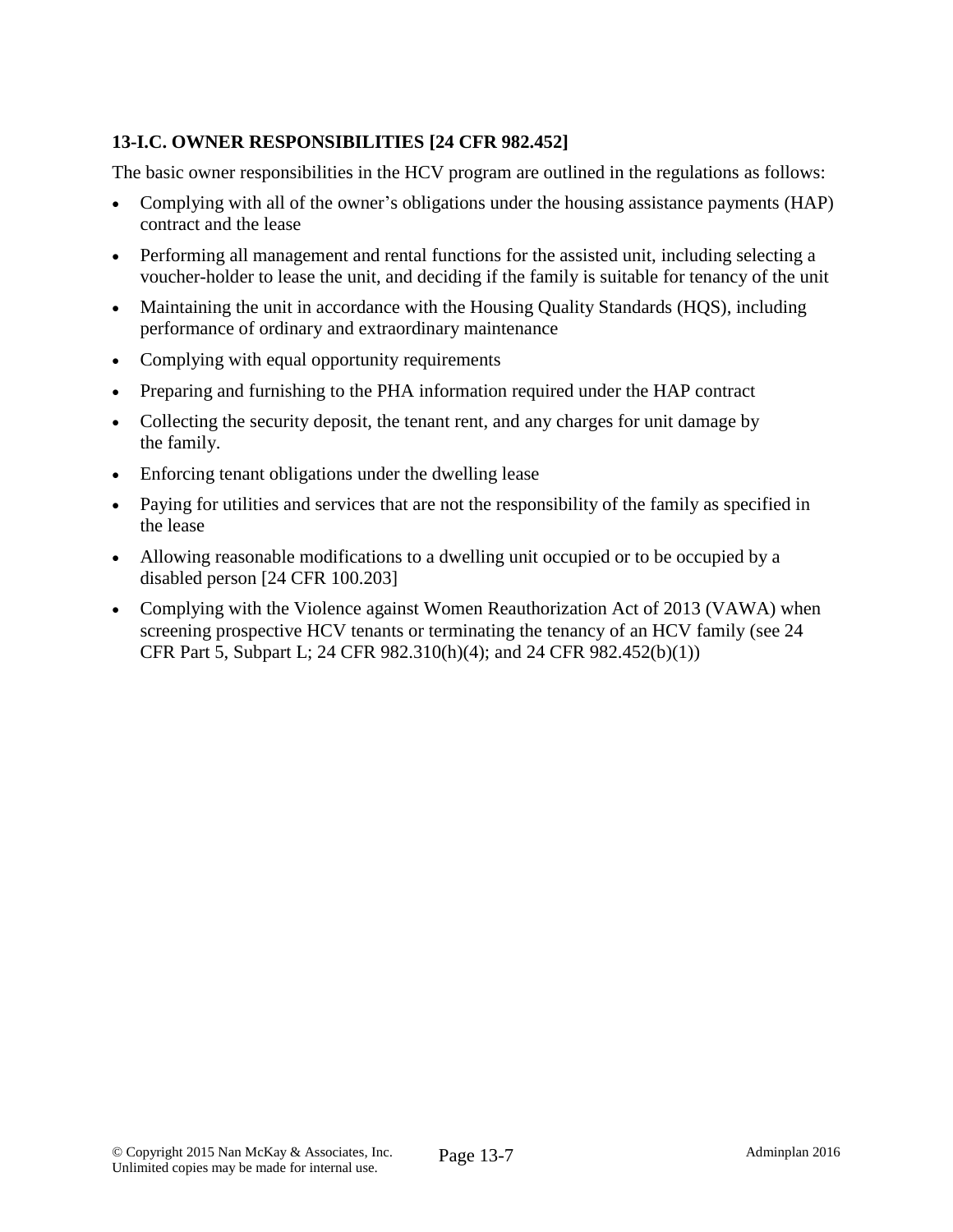**13-I.C. OWNER RESPONSIBILITIES [24 CFR 982.452]**

The basic owner responsibilities in the HCV program are outlined in the regulations as follows:

- Complying with all of the owner's obligations under the housing assistance payments (HAP) contract and the lease
- Performing all management and rental functions for the assisted unit, including selecting a voucher-holder to lease the unit, and deciding if the family is suitable for tenancy of the unit
- Maintaining the unit in accordance with the Housing Quality Standards (HQS), including performance of ordinary and extraordinary maintenance
- Complying with equal opportunity requirements
- Preparing and furnishing to the PHA information required under the HAP contract
- Collecting the security deposit, the tenant rent, and any charges for unit damage by the family.
- Enforcing tenant obligations under the dwelling lease
- Paying for utilities and services that are not the responsibility of the family as specified in the lease
- Allowing reasonable modifications to a dwelling unit occupied or to be occupied by a disabled person [24 CFR 100.203]
- Complying with the Violence against Women Reauthorization Act of 2013 (VAWA) when screening prospective HCV tenants or terminating the tenancy of an HCV family (see 24 CFR Part 5, Subpart L; 24 CFR 982.310(h)(4); and 24 CFR 982.452(b)(1))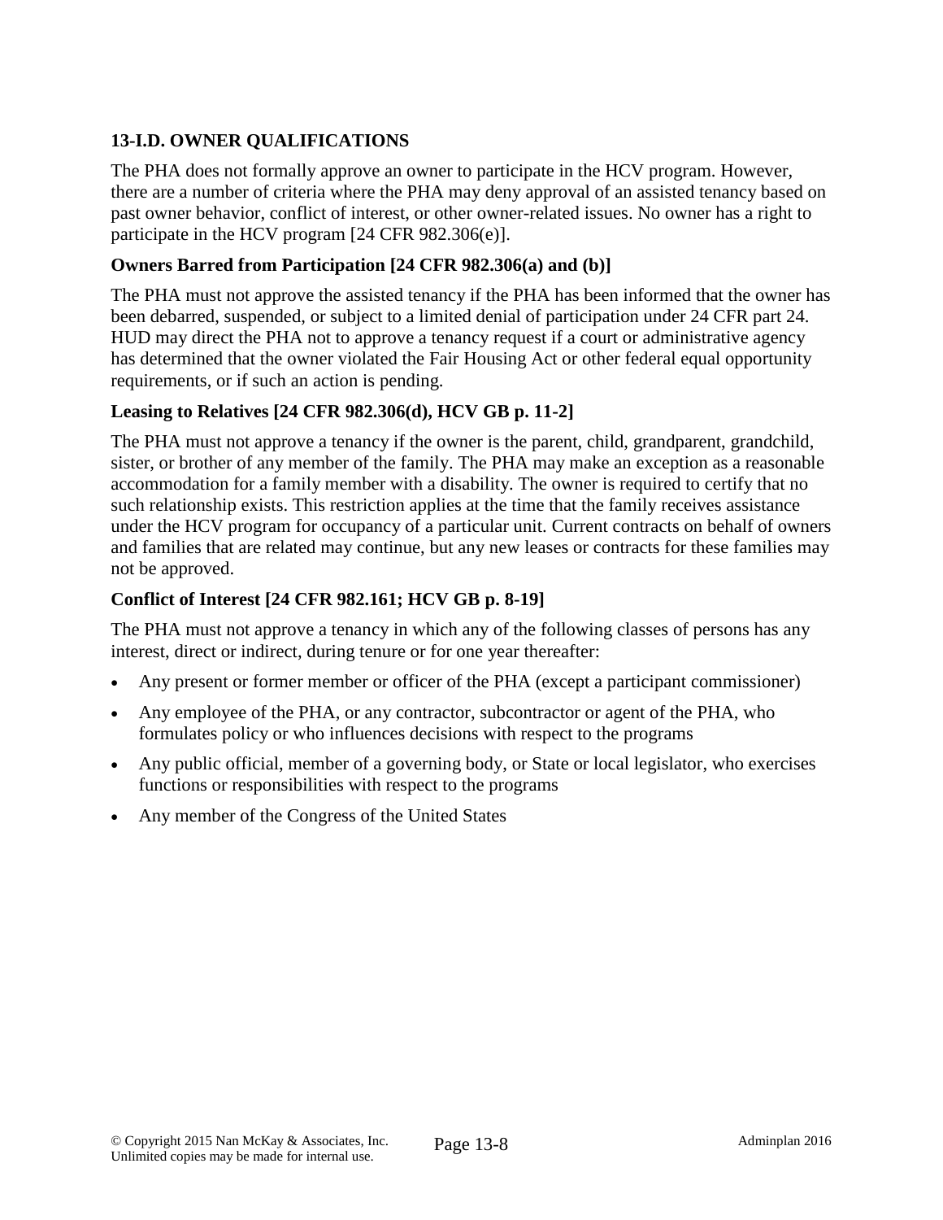### 13-I.D. OWNER QUALIFICATIONS

The PHA does not formally approve an owner to participate in the HCV program. However, there are a number of criteria where the PHA may deny approval of an assisted tenancy based on past owner behavior, conflict of interest, or other owner-related issues. No owner has a right to participate in the HCV program [24 CFR 982.306(e)].

**Owners Barred from Participation [24 CFR 982.306(a) and (b)]**

The PHA must not approve the assisted tenancy if the PHA has been informed that the owner has been debarred, suspended, or subject to a limited denial of participation under 24 CFR part 24. HUD may direct the PHA not to approve a tenancy request if a court or administrative agency has determined that the owner violated the Fair Housing Act or other federal equal opportunity requirements, or if such an action is pending.

**Leasing to Relatives [24 CFR 982.306(d), HCV GB p. 11-2]**

The PHA must not approve a tenancy if the owner is the parent, child, grandparent, grandchild, sister, or brother of any member of the family. The PHA may make an exception as a reasonable accommodation for a family member with a disability. The owner is required to certify that no such relationship exists. This restriction applies at the time that the family receives assistance under the HCV program for occupancy of a particular unit. Current contracts on behalf of owners and families that are related may continue, but any new leases or contracts for these families may not be approved.

**Conflict of Interest [24 CFR 982.161; HCV GB p. 8-19]**

The PHA must not approve a tenancy in which any of the following classes of persons has any interest, direct or indirect, during tenure or for one year thereafter:

- Any present or former member or officer of the PHA (except a participant commissioner)
- Any employee of the PHA, or any contractor, subcontractor or agent of the PHA, who formulates policy or who influences decisions with respect to the programs
- Any public official, member of a governing body, or State or local legislator, who exercises functions or responsibilities with respect to the programs
- Any member of the Congress of the United States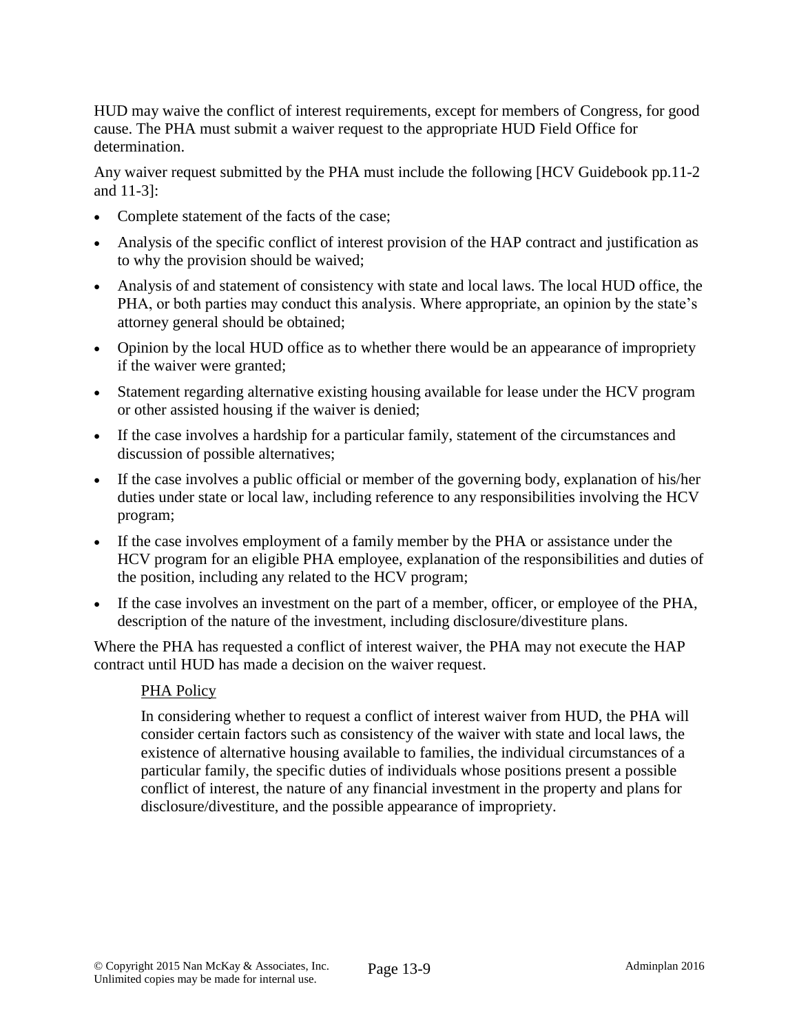HUD may waive the conflict of interest requirements, except for members of Congress, for good cause. The PHA must submit a waiver request to the appropriate HUD Field Office for determination.

Any waiver request submitted by the PHA must include the following [HCV Guidebook pp.11-2 and 11-3]:

- Complete statement of the facts of the case;
- Analysis of the specific conflict of interest provision of the HAP contract and justification as to why the provision should be waived;
- Analysis of and statement of consistency with state and local laws. The local HUD office, the PHA, or both parties may conduct this analysis. Where appropriate, an opinion by the state's attorney general should be obtained;
- Opinion by the local HUD office as to whether there would be an appearance of impropriety if the waiver were granted;
- Statement regarding alternative existing housing available for lease under the HCV program or other assisted housing if the waiver is denied;
- If the case involves a hardship for a particular family, statement of the circumstances and discussion of possible alternatives;
- If the case involves a public official or member of the governing body, explanation of his/her duties under state or local law, including reference to any responsibilities involving the HCV program;
- If the case involves employment of a family member by the PHA or assistance under the HCV program for an eligible PHA employee, explanation of the responsibilities and duties of the position, including any related to the HCV program;
- If the case involves an investment on the part of a member, officer, or employee of the PHA, description of the nature of the investment, including disclosure/divestiture plans.

Where the PHA has requested a conflict of interest waiver, the PHA may not execute the HAP contract until HUD has made a decision on the waiver request.

PHA Policy

In considering whether to request a conflict of interest waiver from HUD, the PHA will consider certain factors such as consistency of the waiver with state and local laws, the existence of alternative housing available to families, the individual circumstances of a particular family, the specific duties of individuals whose positions present a possible conflict of interest, the nature of any financial investment in the property and plans for disclosure/divestiture, and the possible appearance of impropriety.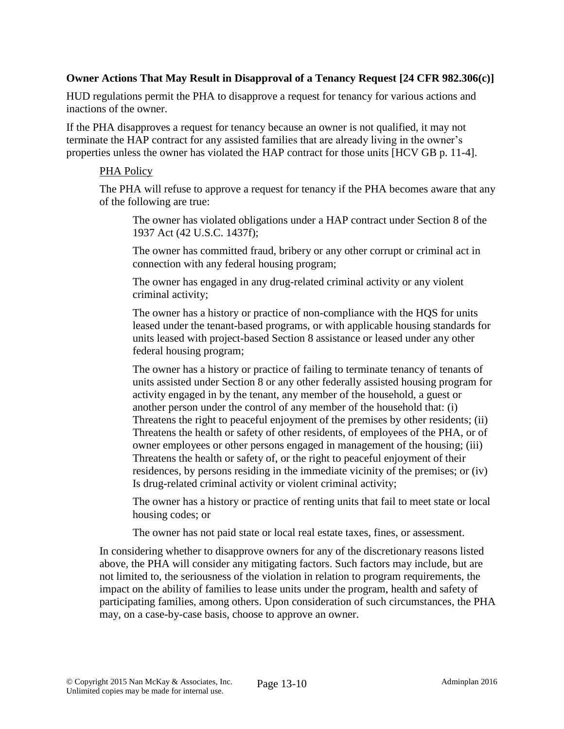### Owner Actions That May Result in Disapproval of a Tenancy Request [24 CFR 982.306(c)]

HUD regulations permit the PHA to disapprove a request for tenancy for various actions and inactions of the owner.

If the PHA disapproves a request for tenancy because an owner is not qualified, it may not terminate the HAP contract for any assisted families that are already living in the owner's properties unless the owner has violated the HAP contract for those units [HCV GB p. 11-4].

PHA Policy

The PHA will refuse to approve a request for tenancy if the PHA becomes aware that any of the following are true:

The owner has violated obligations under a HAP contract under Section 8 of the 1937 Act (42 U.S.C. 1437f);

The owner has committed fraud, bribery or any other corrupt or criminal act in connection with any federal housing program;

The owner has engaged in any drug-related criminal activity or any violent criminal activity;

The owner has a history or practice of non-compliance with the HQS for units leased under the tenant-based programs, or with applicable housing standards for units leased with project-based Section 8 assistance or leased under any other federal housing program;

The owner has a history or practice of failing to terminate tenancy of tenants of units assisted under Section 8 or any other federally assisted housing program for activity engaged in by the tenant, any member of the household, a guest or another person under the control of any member of the household that: (i) Threatens the right to peaceful enjoyment of the premises by other residents; (ii) Threatens the health or safety of other residents, of employees of the PHA, or of owner employees or other persons engaged in management of the housing; (iii) Threatens the health or safety of, or the right to peaceful enjoyment of their residences, by persons residing in the immediate vicinity of the premises; or (iv) Is drug-related criminal activity or violent criminal activity;

The owner has a history or practice of renting units that fail to meet state or local housing codes; or

The owner has not paid state or local real estate taxes, fines, or assessment.

In considering whether to disapprove owners for any of the discretionary reasons listed above, the PHA will consider any mitigating factors. Such factors may include, but are not limited to, the seriousness of the violation in relation to program requirements, the impact on the ability of families to lease units under the program, health and safety of participating families, among others. Upon consideration of such circumstances, the PHA may, on a case-by-case basis, choose to approve an owner.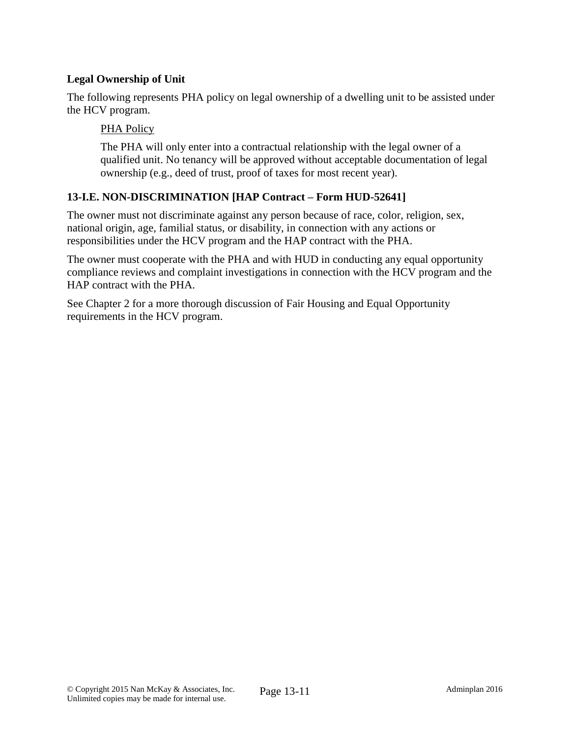**Legal Ownership of Unit**

The following represents PHA policy on legal ownership of a dwelling unit to be assisted under the HCV program.

> PHA Policy
>
> The PHA will only enter into a contractual relationship with the legal owner of a qualified unit. No tenancy will be approved without acceptable documentation of legal ownership (e.g., deed of trust, proof of taxes for most recent year).

### 13-I.E. NON-DISCRIMINATION [HAP Contract – Form HUD-52641]

The owner must not discriminate against any person because of race, color, religion, sex, national origin, age, familial status, or disability, in connection with any actions or responsibilities under the HCV program and the HAP contract with the PHA.

The owner must cooperate with the PHA and with HUD in conducting any equal opportunity compliance reviews and complaint investigations in connection with the HCV program and the HAP contract with the PHA.

See Chapter 2 for a more thorough discussion of Fair Housing and Equal Opportunity requirements in the HCV program.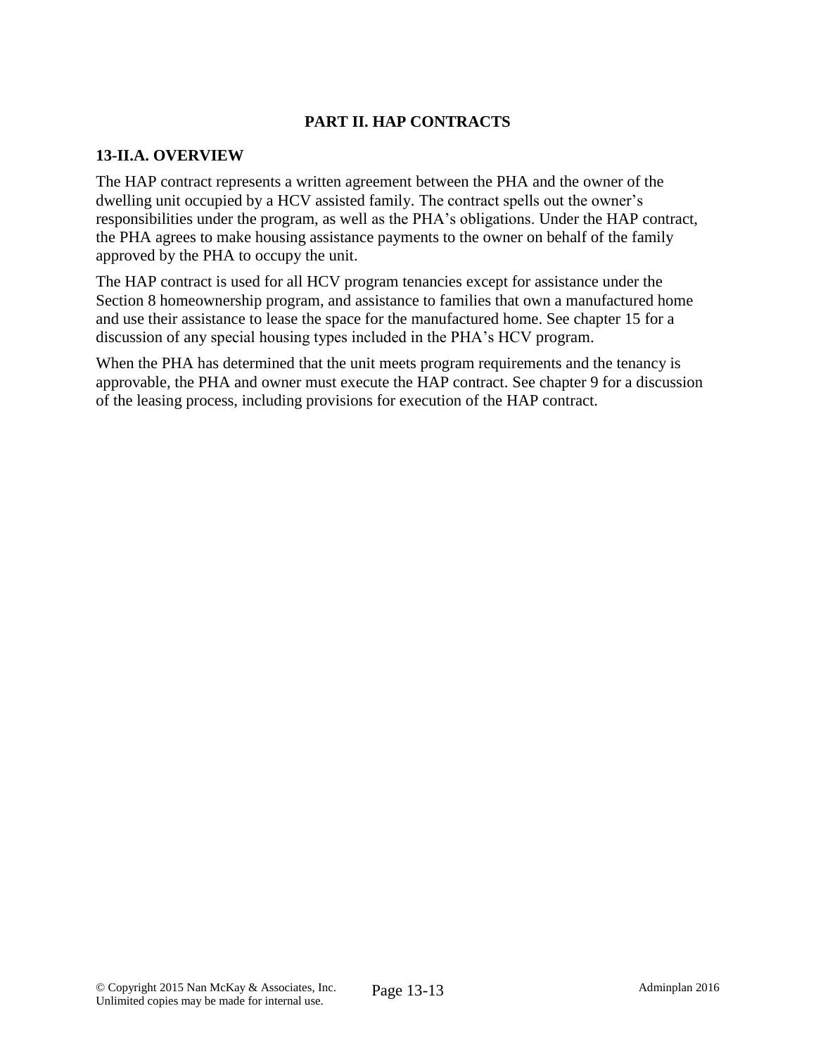# PART II. HAP CONTRACTS

## 13-II.A. OVERVIEW

The HAP contract represents a written agreement between the PHA and the owner of the dwelling unit occupied by a HCV assisted family. The contract spells out the owner's responsibilities under the program, as well as the PHA's obligations. Under the HAP contract, the PHA agrees to make housing assistance payments to the owner on behalf of the family approved by the PHA to occupy the unit.

The HAP contract is used for all HCV program tenancies except for assistance under the Section 8 homeownership program, and assistance to families that own a manufactured home and use their assistance to lease the space for the manufactured home. See chapter 15 for a discussion of any special housing types included in the PHA's HCV program.

When the PHA has determined that the unit meets program requirements and the tenancy is approvable, the PHA and owner must execute the HAP contract. See chapter 9 for a discussion of the leasing process, including provisions for execution of the HAP contract.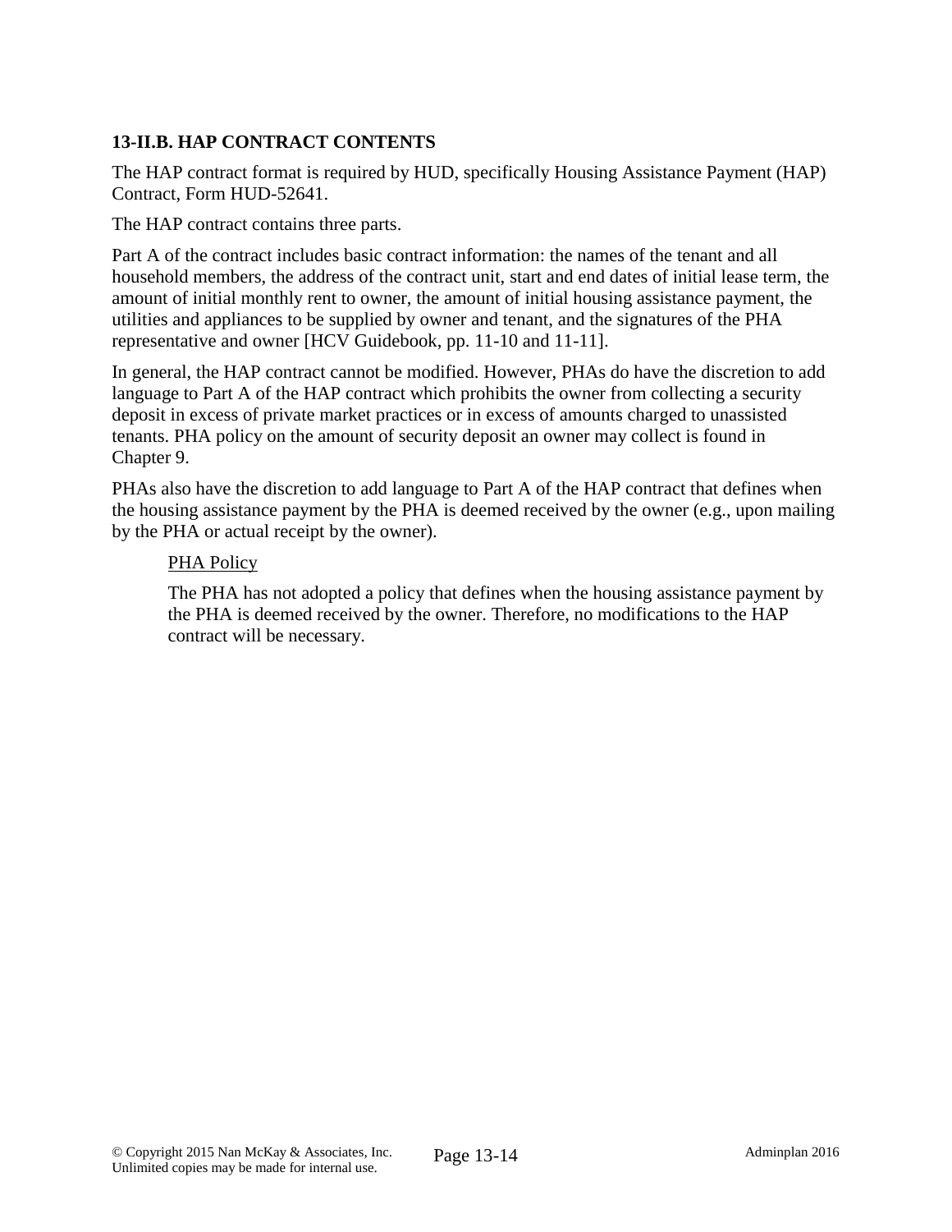### 13-II.B. HAP CONTRACT CONTENTS

The HAP contract format is required by HUD, specifically Housing Assistance Payment (HAP) Contract, Form HUD-52641.

The HAP contract contains three parts.

Part A of the contract includes basic contract information: the names of the tenant and all household members, the address of the contract unit, start and end dates of initial lease term, the amount of initial monthly rent to owner, the amount of initial housing assistance payment, the utilities and appliances to be supplied by owner and tenant, and the signatures of the PHA representative and owner [HCV Guidebook, pp. 11-10 and 11-11].

In general, the HAP contract cannot be modified. However, PHAs do have the discretion to add language to Part A of the HAP contract which prohibits the owner from collecting a security deposit in excess of private market practices or in excess of amounts charged to unassisted tenants. PHA policy on the amount of security deposit an owner may collect is found in Chapter 9.

PHAs also have the discretion to add language to Part A of the HAP contract that defines when the housing assistance payment by the PHA is deemed received by the owner (e.g., upon mailing by the PHA or actual receipt by the owner).

> PHA Policy
>
> The PHA has not adopted a policy that defines when the housing assistance payment by the PHA is deemed received by the owner. Therefore, no modifications to the HAP contract will be necessary.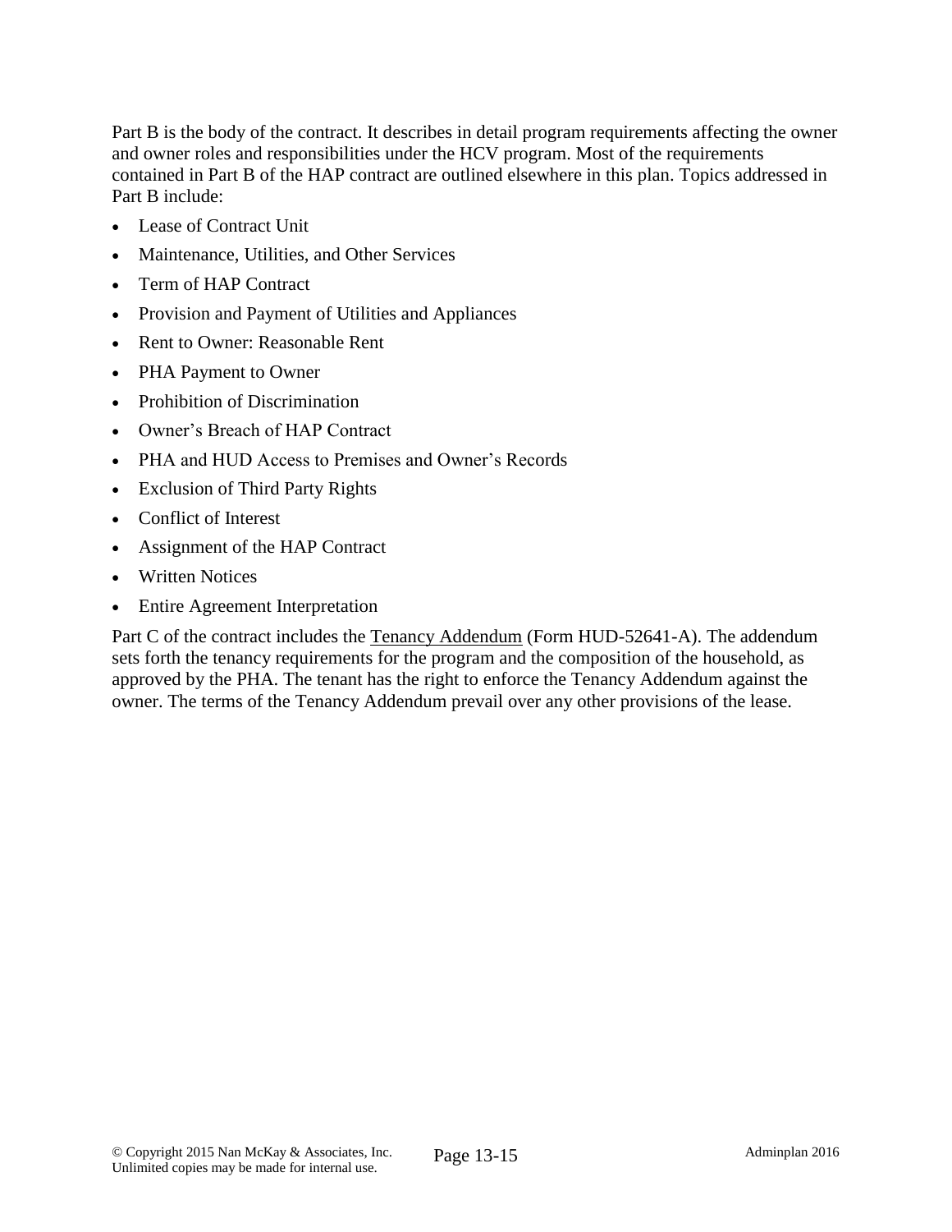Part B is the body of the contract. It describes in detail program requirements affecting the owner and owner roles and responsibilities under the HCV program. Most of the requirements contained in Part B of the HAP contract are outlined elsewhere in this plan. Topics addressed in Part B include:

- Lease of Contract Unit
- Maintenance, Utilities, and Other Services
- Term of HAP Contract
- Provision and Payment of Utilities and Appliances
- Rent to Owner: Reasonable Rent
- PHA Payment to Owner
- Prohibition of Discrimination
- Owner's Breach of HAP Contract
- PHA and HUD Access to Premises and Owner's Records
- Exclusion of Third Party Rights
- Conflict of Interest
- Assignment of the HAP Contract
- Written Notices
- Entire Agreement Interpretation

Part C of the contract includes the Tenancy Addendum (Form HUD-52641-A). The addendum sets forth the tenancy requirements for the program and the composition of the household, as approved by the PHA. The tenant has the right to enforce the Tenancy Addendum against the owner. The terms of the Tenancy Addendum prevail over any other provisions of the lease.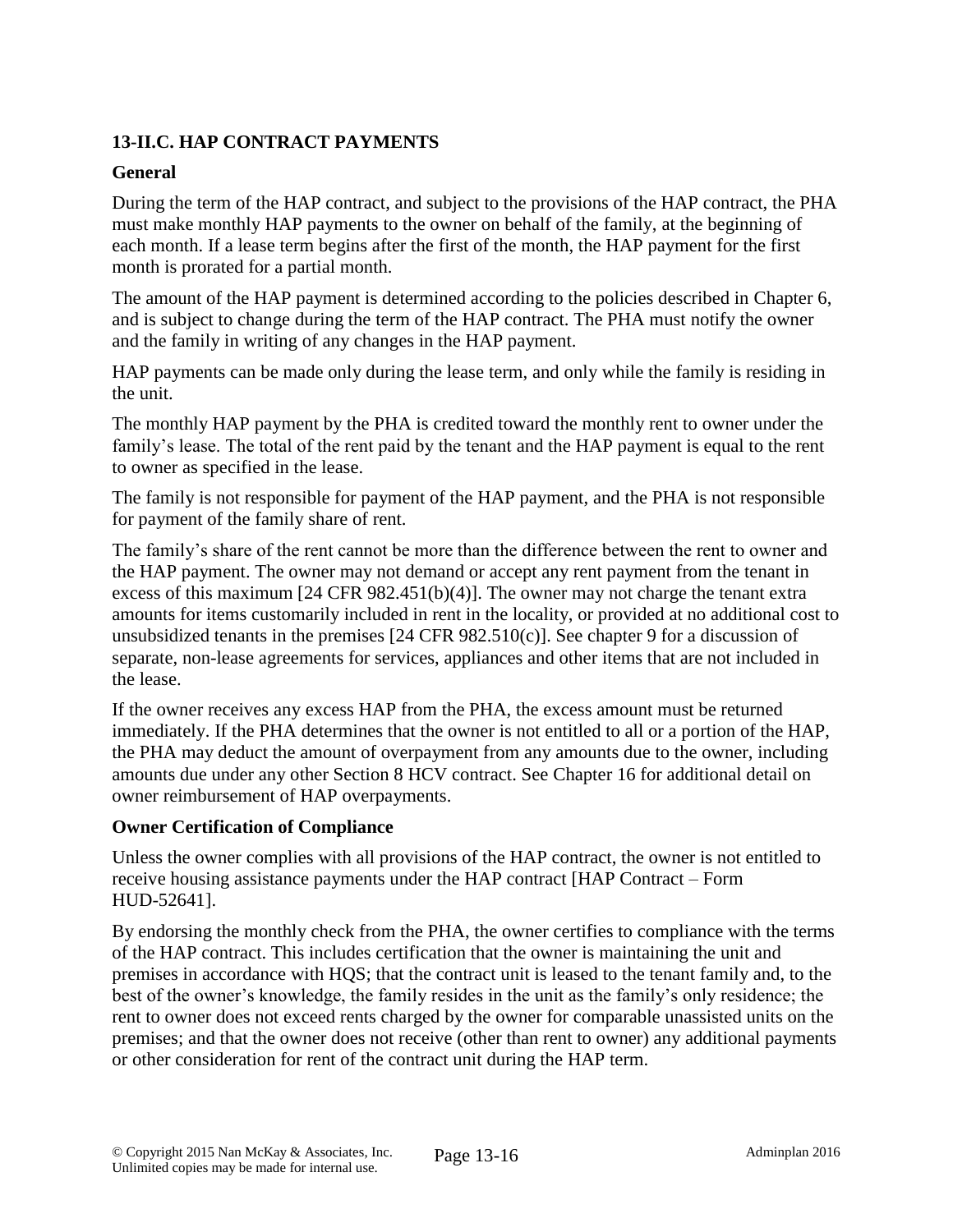## 13-II.C. HAP CONTRACT PAYMENTS

### General

During the term of the HAP contract, and subject to the provisions of the HAP contract, the PHA must make monthly HAP payments to the owner on behalf of the family, at the beginning of each month. If a lease term begins after the first of the month, the HAP payment for the first month is prorated for a partial month.

The amount of the HAP payment is determined according to the policies described in Chapter 6, and is subject to change during the term of the HAP contract. The PHA must notify the owner and the family in writing of any changes in the HAP payment.

HAP payments can be made only during the lease term, and only while the family is residing in the unit.

The monthly HAP payment by the PHA is credited toward the monthly rent to owner under the family's lease. The total of the rent paid by the tenant and the HAP payment is equal to the rent to owner as specified in the lease.

The family is not responsible for payment of the HAP payment, and the PHA is not responsible for payment of the family share of rent.

The family's share of the rent cannot be more than the difference between the rent to owner and the HAP payment. The owner may not demand or accept any rent payment from the tenant in excess of this maximum [24 CFR 982.451(b)(4)]. The owner may not charge the tenant extra amounts for items customarily included in rent in the locality, or provided at no additional cost to unsubsidized tenants in the premises [24 CFR 982.510(c)]. See chapter 9 for a discussion of separate, non-lease agreements for services, appliances and other items that are not included in the lease.

If the owner receives any excess HAP from the PHA, the excess amount must be returned immediately. If the PHA determines that the owner is not entitled to all or a portion of the HAP, the PHA may deduct the amount of overpayment from any amounts due to the owner, including amounts due under any other Section 8 HCV contract. See Chapter 16 for additional detail on owner reimbursement of HAP overpayments.

### Owner Certification of Compliance

Unless the owner complies with all provisions of the HAP contract, the owner is not entitled to receive housing assistance payments under the HAP contract [HAP Contract – Form HUD-52641].

By endorsing the monthly check from the PHA, the owner certifies to compliance with the terms of the HAP contract. This includes certification that the owner is maintaining the unit and premises in accordance with HQS; that the contract unit is leased to the tenant family and, to the best of the owner's knowledge, the family resides in the unit as the family's only residence; the rent to owner does not exceed rents charged by the owner for comparable unassisted units on the premises; and that the owner does not receive (other than rent to owner) any additional payments or other consideration for rent of the contract unit during the HAP term.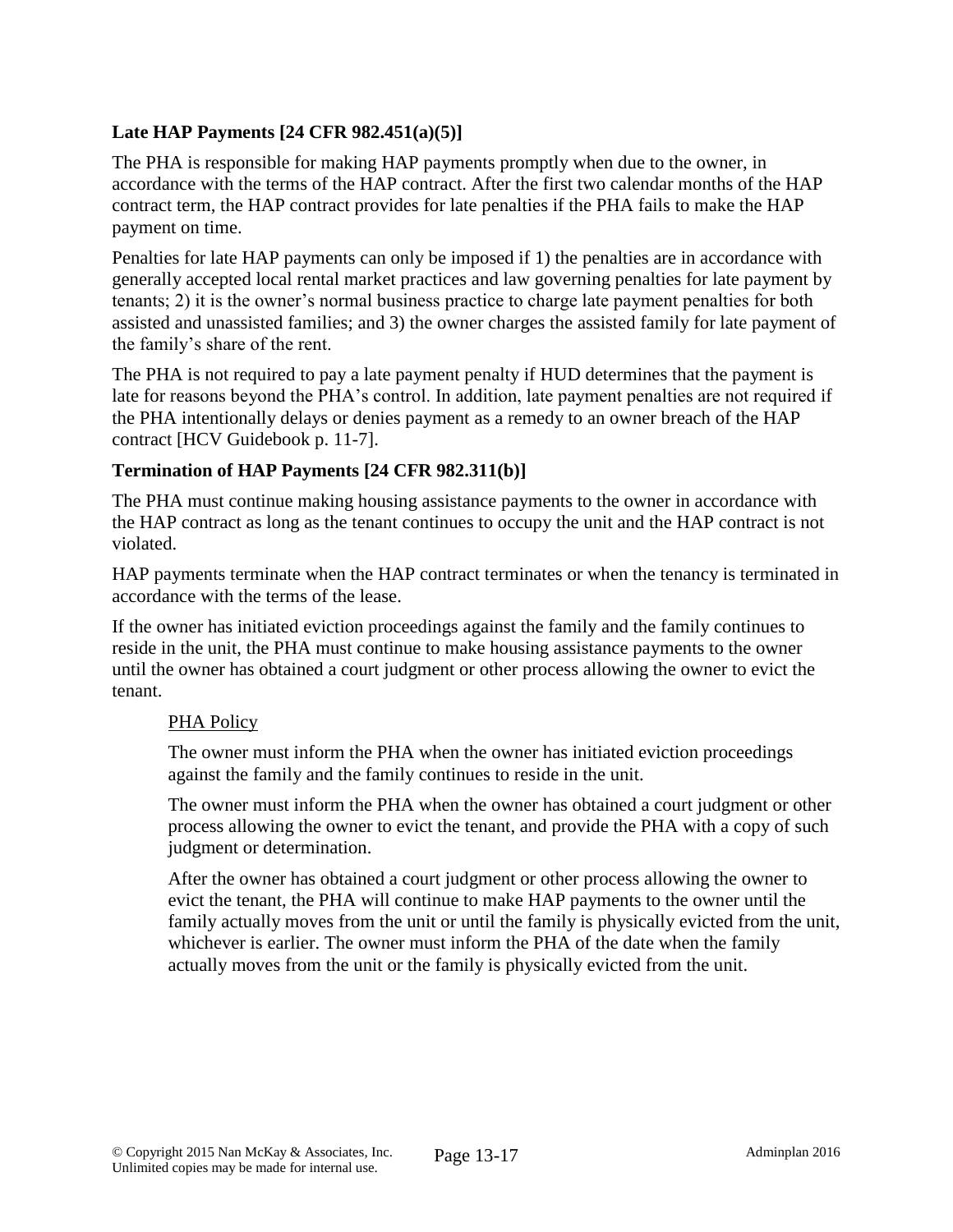### Late HAP Payments [24 CFR 982.451(a)(5)]

The PHA is responsible for making HAP payments promptly when due to the owner, in accordance with the terms of the HAP contract. After the first two calendar months of the HAP contract term, the HAP contract provides for late penalties if the PHA fails to make the HAP payment on time.

Penalties for late HAP payments can only be imposed if 1) the penalties are in accordance with generally accepted local rental market practices and law governing penalties for late payment by tenants; 2) it is the owner's normal business practice to charge late payment penalties for both assisted and unassisted families; and 3) the owner charges the assisted family for late payment of the family's share of the rent.

The PHA is not required to pay a late payment penalty if HUD determines that the payment is late for reasons beyond the PHA's control. In addition, late payment penalties are not required if the PHA intentionally delays or denies payment as a remedy to an owner breach of the HAP contract [HCV Guidebook p. 11-7].

### Termination of HAP Payments [24 CFR 982.311(b)]

The PHA must continue making housing assistance payments to the owner in accordance with the HAP contract as long as the tenant continues to occupy the unit and the HAP contract is not violated.

HAP payments terminate when the HAP contract terminates or when the tenancy is terminated in accordance with the terms of the lease.

If the owner has initiated eviction proceedings against the family and the family continues to reside in the unit, the PHA must continue to make housing assistance payments to the owner until the owner has obtained a court judgment or other process allowing the owner to evict the tenant.

> <u>PHA Policy</u>
>
> The owner must inform the PHA when the owner has initiated eviction proceedings against the family and the family continues to reside in the unit.
>
> The owner must inform the PHA when the owner has obtained a court judgment or other process allowing the owner to evict the tenant, and provide the PHA with a copy of such judgment or determination.
>
> After the owner has obtained a court judgment or other process allowing the owner to evict the tenant, the PHA will continue to make HAP payments to the owner until the family actually moves from the unit or until the family is physically evicted from the unit, whichever is earlier. The owner must inform the PHA of the date when the family actually moves from the unit or the family is physically evicted from the unit.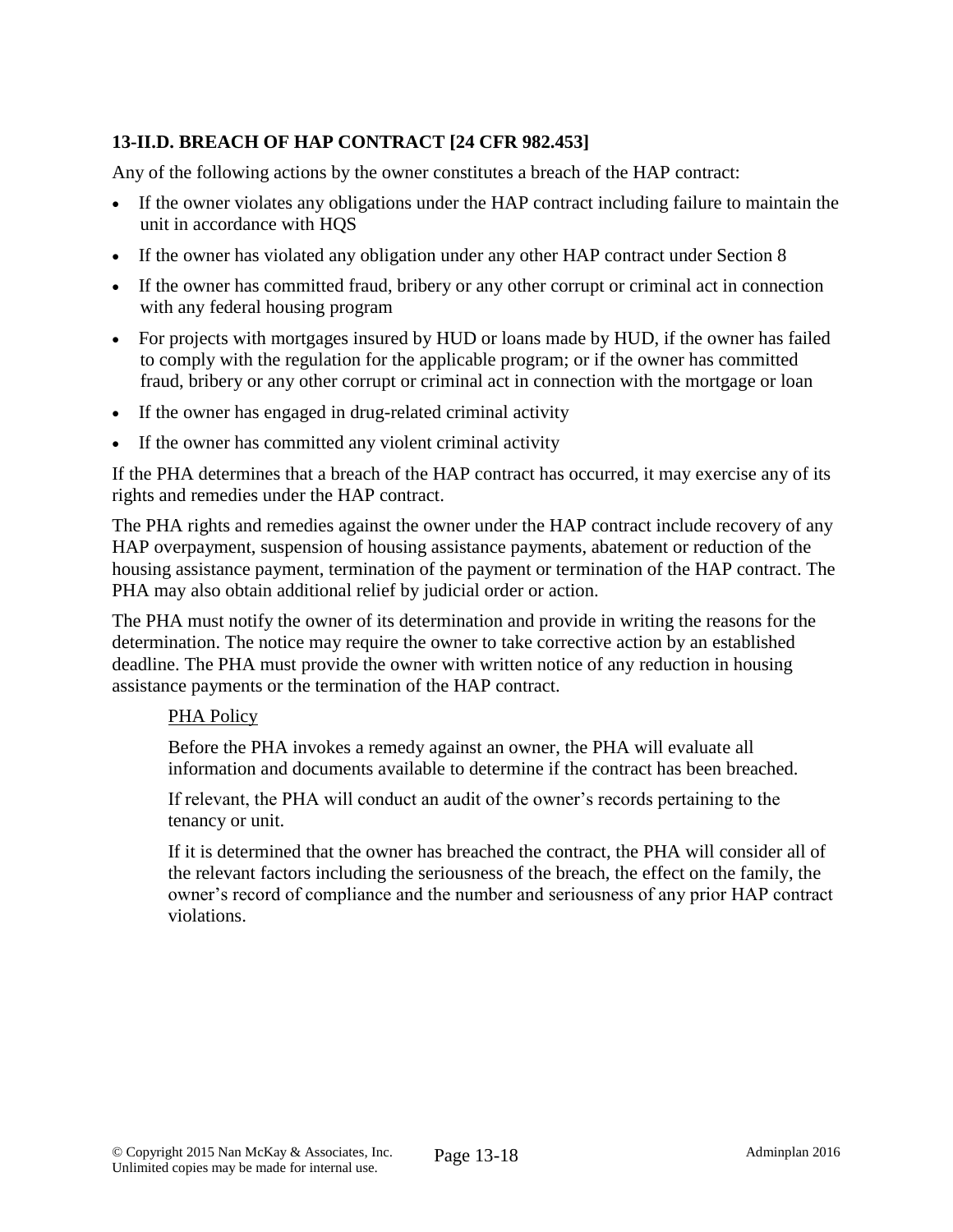### 13-II.D. BREACH OF HAP CONTRACT [24 CFR 982.453]

Any of the following actions by the owner constitutes a breach of the HAP contract:

- If the owner violates any obligations under the HAP contract including failure to maintain the unit in accordance with HQS
- If the owner has violated any obligation under any other HAP contract under Section 8
- If the owner has committed fraud, bribery or any other corrupt or criminal act in connection with any federal housing program
- For projects with mortgages insured by HUD or loans made by HUD, if the owner has failed to comply with the regulation for the applicable program; or if the owner has committed fraud, bribery or any other corrupt or criminal act in connection with the mortgage or loan
- If the owner has engaged in drug-related criminal activity
- If the owner has committed any violent criminal activity

If the PHA determines that a breach of the HAP contract has occurred, it may exercise any of its rights and remedies under the HAP contract.

The PHA rights and remedies against the owner under the HAP contract include recovery of any HAP overpayment, suspension of housing assistance payments, abatement or reduction of the housing assistance payment, termination of the payment or termination of the HAP contract. The PHA may also obtain additional relief by judicial order or action.

The PHA must notify the owner of its determination and provide in writing the reasons for the determination. The notice may require the owner to take corrective action by an established deadline. The PHA must provide the owner with written notice of any reduction in housing assistance payments or the termination of the HAP contract.

> PHA Policy
>
> Before the PHA invokes a remedy against an owner, the PHA will evaluate all information and documents available to determine if the contract has been breached.
>
> If relevant, the PHA will conduct an audit of the owner's records pertaining to the tenancy or unit.
>
> If it is determined that the owner has breached the contract, the PHA will consider all of the relevant factors including the seriousness of the breach, the effect on the family, the owner's record of compliance and the number and seriousness of any prior HAP contract violations.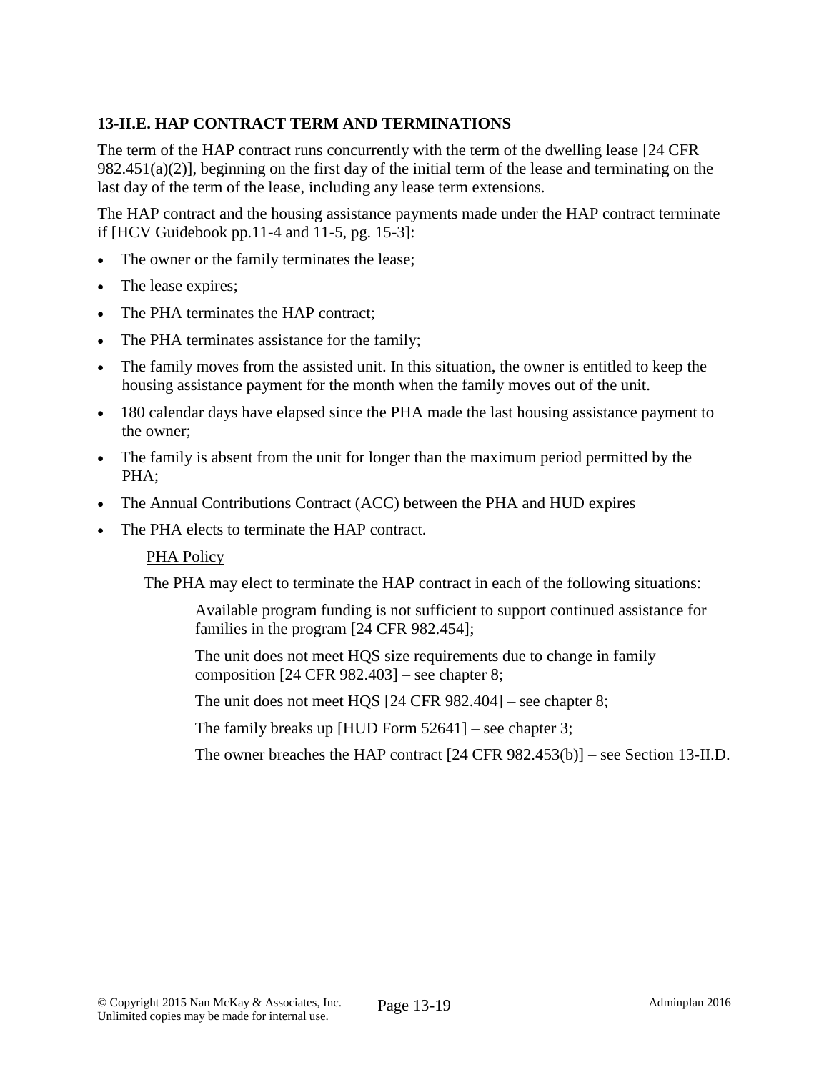### 13-II.E. HAP CONTRACT TERM AND TERMINATIONS

The term of the HAP contract runs concurrently with the term of the dwelling lease [24 CFR 982.451(a)(2)], beginning on the first day of the initial term of the lease and terminating on the last day of the term of the lease, including any lease term extensions.

The HAP contract and the housing assistance payments made under the HAP contract terminate if [HCV Guidebook pp.11-4 and 11-5, pg. 15-3]:

- The owner or the family terminates the lease;
- The lease expires;
- The PHA terminates the HAP contract;
- The PHA terminates assistance for the family;
- The family moves from the assisted unit. In this situation, the owner is entitled to keep the housing assistance payment for the month when the family moves out of the unit.
- 180 calendar days have elapsed since the PHA made the last housing assistance payment to the owner;
- The family is absent from the unit for longer than the maximum period permitted by the PHA;
- The Annual Contributions Contract (ACC) between the PHA and HUD expires
- The PHA elects to terminate the HAP contract.

<u>PHA Policy</u>

The PHA may elect to terminate the HAP contract in each of the following situations:

> Available program funding is not sufficient to support continued assistance for families in the program [24 CFR 982.454];
>
> The unit does not meet HQS size requirements due to change in family composition [24 CFR 982.403] – see chapter 8;
>
> The unit does not meet HQS [24 CFR 982.404] – see chapter 8;
>
> The family breaks up [HUD Form 52641] – see chapter 3;
>
> The owner breaches the HAP contract [24 CFR 982.453(b)] – see Section 13-II.D.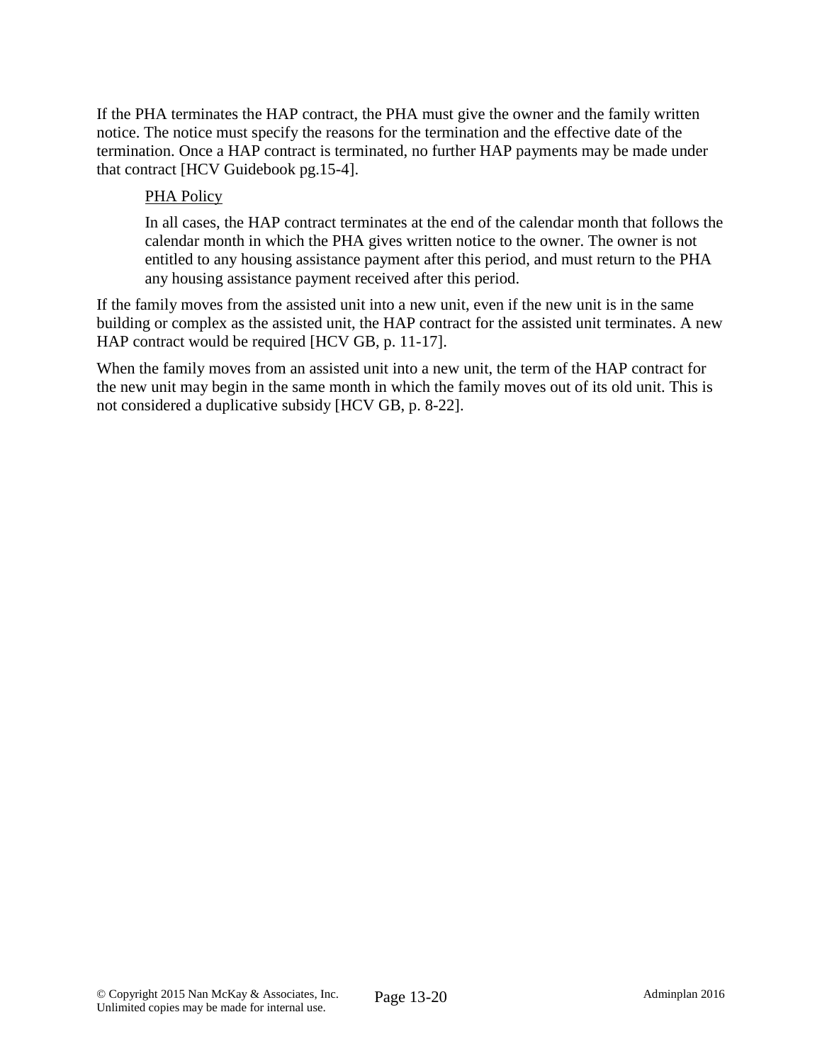If the PHA terminates the HAP contract, the PHA must give the owner and the family written notice. The notice must specify the reasons for the termination and the effective date of the termination. Once a HAP contract is terminated, no further HAP payments may be made under that contract [HCV Guidebook pg.15-4].

> PHA Policy
>
> In all cases, the HAP contract terminates at the end of the calendar month that follows the calendar month in which the PHA gives written notice to the owner. The owner is not entitled to any housing assistance payment after this period, and must return to the PHA any housing assistance payment received after this period.

If the family moves from the assisted unit into a new unit, even if the new unit is in the same building or complex as the assisted unit, the HAP contract for the assisted unit terminates. A new HAP contract would be required [HCV GB, p. 11-17].

When the family moves from an assisted unit into a new unit, the term of the HAP contract for the new unit may begin in the same month in which the family moves out of its old unit. This is not considered a duplicative subsidy [HCV GB, p. 8-22].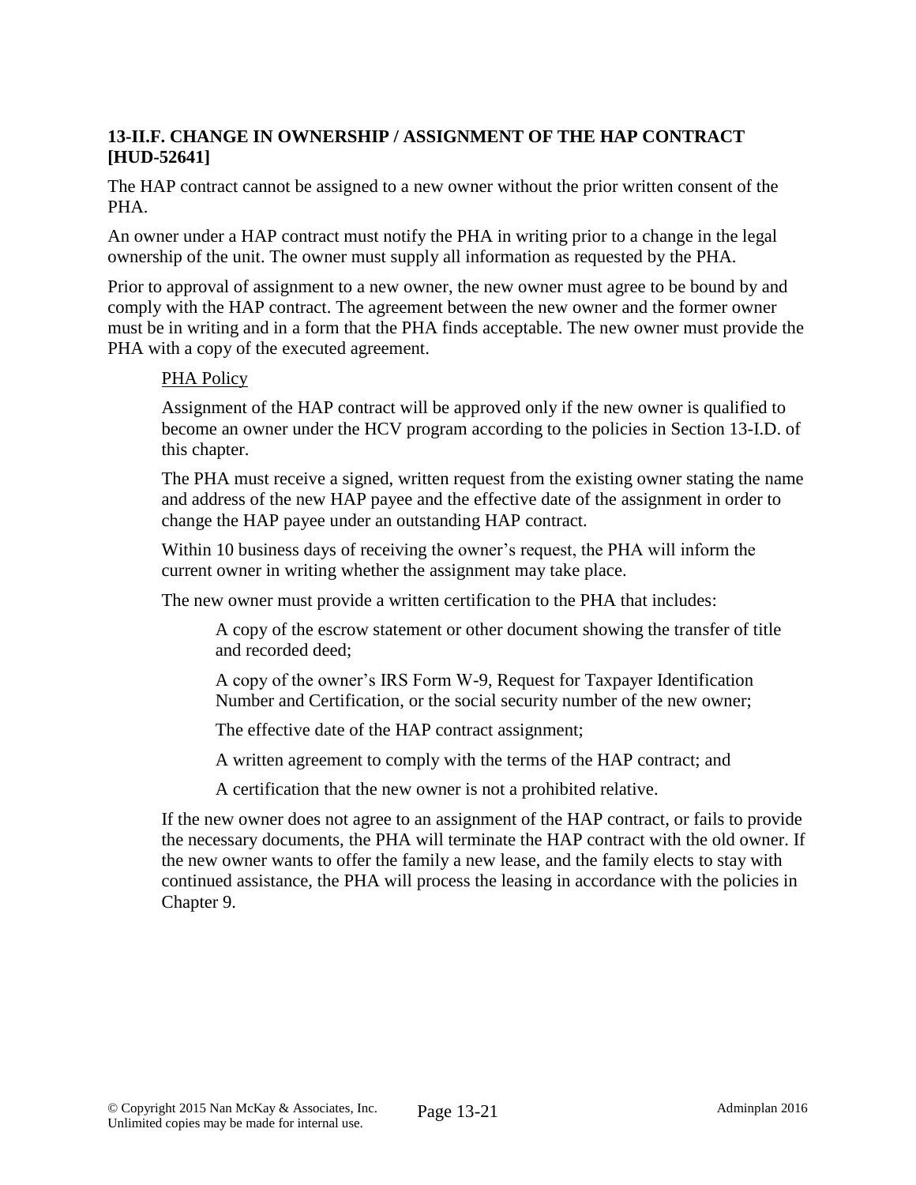### 13-II.F. CHANGE IN OWNERSHIP / ASSIGNMENT OF THE HAP CONTRACT [HUD-52641]

The HAP contract cannot be assigned to a new owner without the prior written consent of the PHA.

An owner under a HAP contract must notify the PHA in writing prior to a change in the legal ownership of the unit. The owner must supply all information as requested by the PHA.

Prior to approval of assignment to a new owner, the new owner must agree to be bound by and comply with the HAP contract. The agreement between the new owner and the former owner must be in writing and in a form that the PHA finds acceptable. The new owner must provide the PHA with a copy of the executed agreement.

> PHA Policy
>
> Assignment of the HAP contract will be approved only if the new owner is qualified to become an owner under the HCV program according to the policies in Section 13-I.D. of this chapter.
>
> The PHA must receive a signed, written request from the existing owner stating the name and address of the new HAP payee and the effective date of the assignment in order to change the HAP payee under an outstanding HAP contract.
>
> Within 10 business days of receiving the owner's request, the PHA will inform the current owner in writing whether the assignment may take place.
>
> The new owner must provide a written certification to the PHA that includes:
>
> > A copy of the escrow statement or other document showing the transfer of title and recorded deed;
> >
> > A copy of the owner's IRS Form W-9, Request for Taxpayer Identification Number and Certification, or the social security number of the new owner;
> >
> > The effective date of the HAP contract assignment;
> >
> > A written agreement to comply with the terms of the HAP contract; and
> >
> > A certification that the new owner is not a prohibited relative.
>
> If the new owner does not agree to an assignment of the HAP contract, or fails to provide the necessary documents, the PHA will terminate the HAP contract with the old owner. If the new owner wants to offer the family a new lease, and the family elects to stay with continued assistance, the PHA will process the leasing in accordance with the policies in Chapter 9.